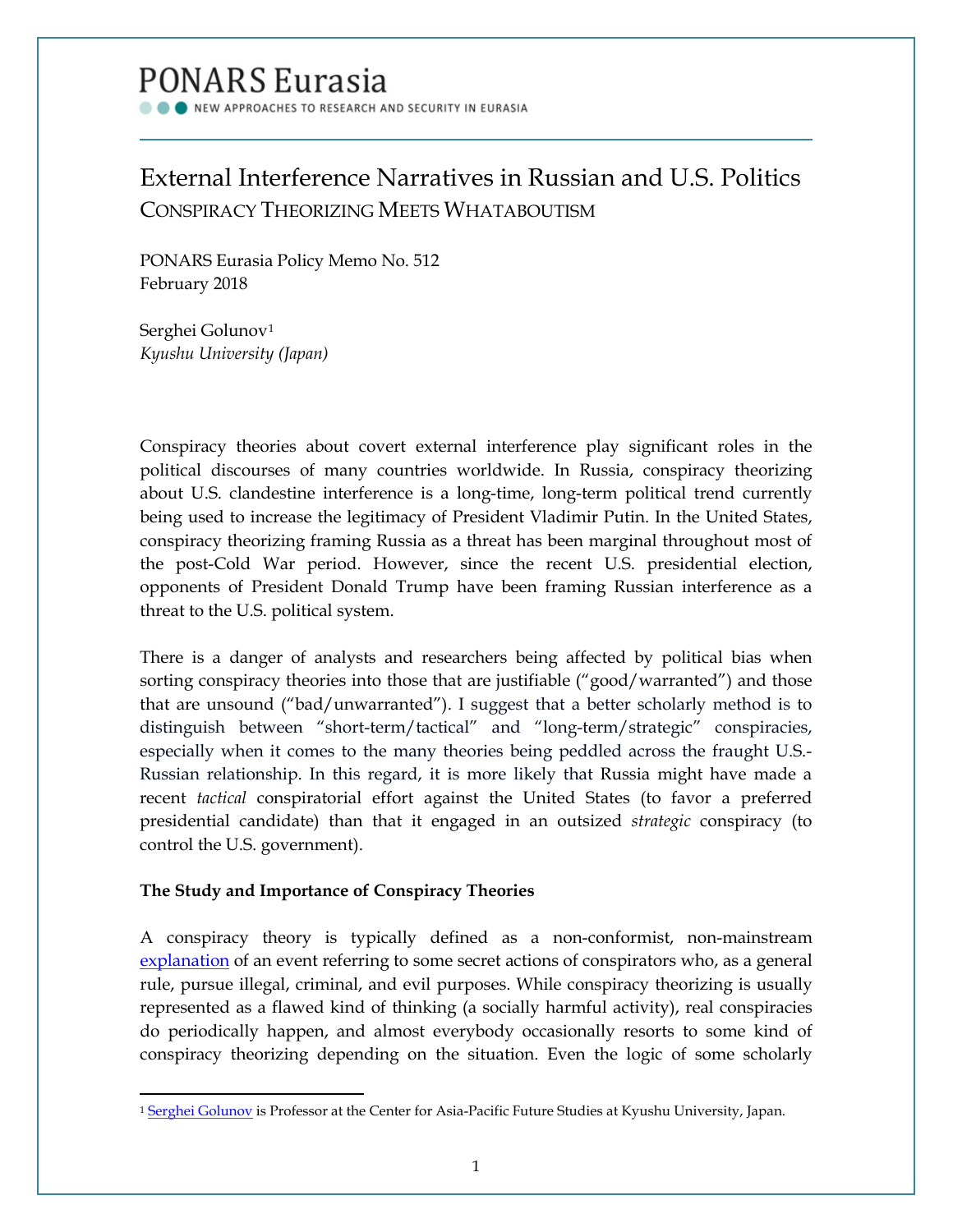PONARS Eurasia

NEW APPROACHES TO RESEARCH AND SECURITY IN EURASIA

# External Interference Narratives in Russian and U.S. Politics

## CONSPIRACY THEORIZING MEETS WHATABOUTISM

PONARS Eurasia Policy Memo No. 512
February 2018

Serghei Golunov[1]
*Kyushu University (Japan)*

Conspiracy theories about covert external interference play significant roles in the political discourses of many countries worldwide. In Russia, conspiracy theorizing about U.S. clandestine interference is a long-time, long-term political trend currently being used to increase the legitimacy of President Vladimir Putin. In the United States, conspiracy theorizing framing Russia as a threat has been marginal throughout most of the post-Cold War period. However, since the recent U.S. presidential election, opponents of President Donald Trump have been framing Russian interference as a threat to the U.S. political system.

There is a danger of analysts and researchers being affected by political bias when sorting conspiracy theories into those that are justifiable ("good/warranted") and those that are unsound ("bad/unwarranted"). I suggest that a better scholarly method is to distinguish between "short-term/tactical" and "long-term/strategic" conspiracies, especially when it comes to the many theories being peddled across the fraught U.S.-Russian relationship. In this regard, it is more likely that Russia might have made a recent *tactical* conspiratorial effort against the United States (to favor a preferred presidential candidate) than that it engaged in an outsized *strategic* conspiracy (to control the U.S. government).

**The Study and Importance of Conspiracy Theories**

A conspiracy theory is typically defined as a non-conformist, non-mainstream explanation of an event referring to some secret actions of conspirators who, as a general rule, pursue illegal, criminal, and evil purposes. While conspiracy theorizing is usually represented as a flawed kind of thinking (a socially harmful activity), real conspiracies do periodically happen, and almost everybody occasionally resorts to some kind of conspiracy theorizing depending on the situation. Even the logic of some scholarly

---

[1] Serghei Golunov is Professor at the Center for Asia-Pacific Future Studies at Kyushu University, Japan.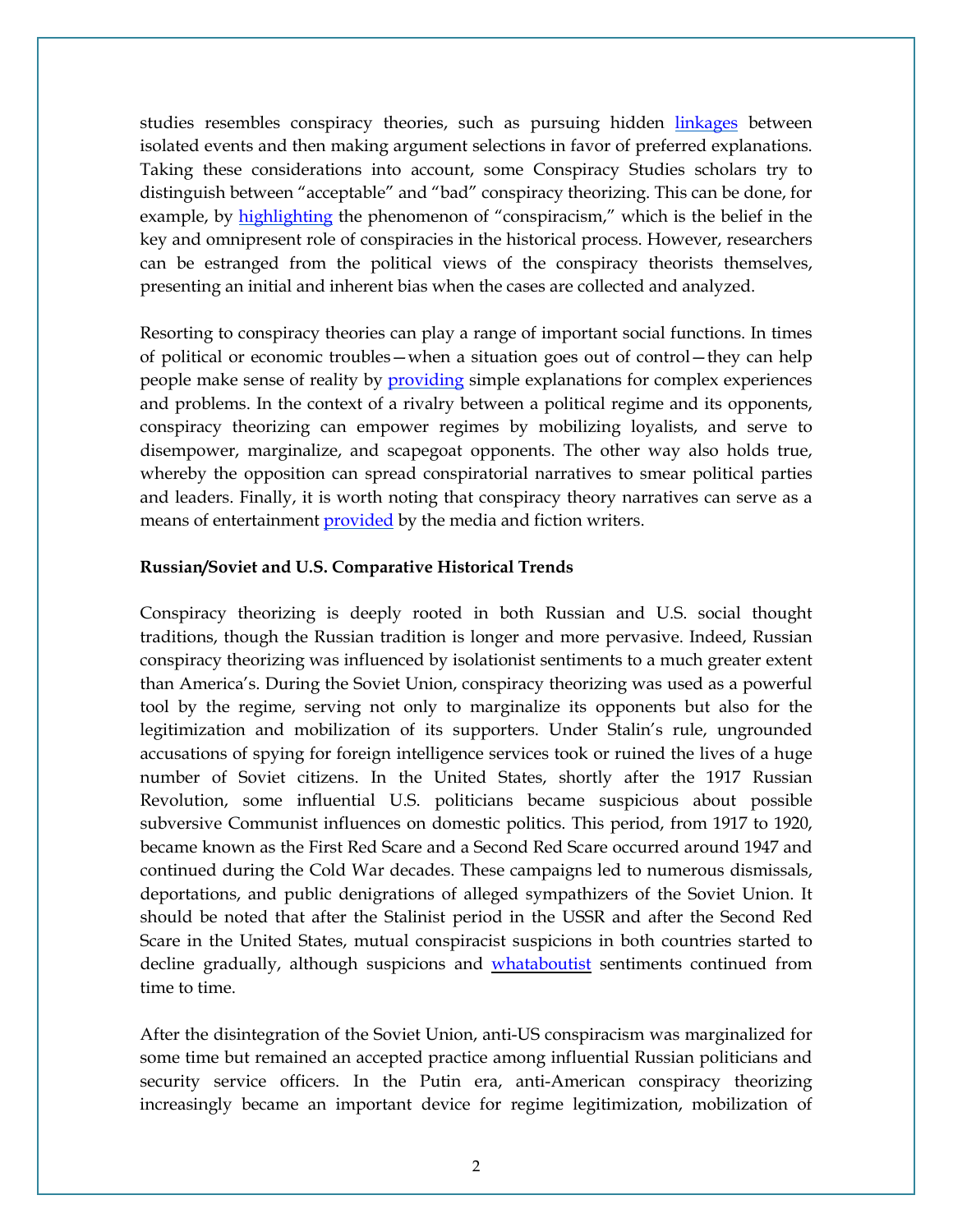studies resembles conspiracy theories, such as pursuing hidden linkages between isolated events and then making argument selections in favor of preferred explanations. Taking these considerations into account, some Conspiracy Studies scholars try to distinguish between "acceptable" and "bad" conspiracy theorizing. This can be done, for example, by highlighting the phenomenon of "conspiracism," which is the belief in the key and omnipresent role of conspiracies in the historical process. However, researchers can be estranged from the political views of the conspiracy theorists themselves, presenting an initial and inherent bias when the cases are collected and analyzed.

Resorting to conspiracy theories can play a range of important social functions. In times of political or economic troubles—when a situation goes out of control—they can help people make sense of reality by providing simple explanations for complex experiences and problems. In the context of a rivalry between a political regime and its opponents, conspiracy theorizing can empower regimes by mobilizing loyalists, and serve to disempower, marginalize, and scapegoat opponents. The other way also holds true, whereby the opposition can spread conspiratorial narratives to smear political parties and leaders. Finally, it is worth noting that conspiracy theory narratives can serve as a means of entertainment provided by the media and fiction writers.

**Russian/Soviet and U.S. Comparative Historical Trends**

Conspiracy theorizing is deeply rooted in both Russian and U.S. social thought traditions, though the Russian tradition is longer and more pervasive. Indeed, Russian conspiracy theorizing was influenced by isolationist sentiments to a much greater extent than America's. During the Soviet Union, conspiracy theorizing was used as a powerful tool by the regime, serving not only to marginalize its opponents but also for the legitimization and mobilization of its supporters. Under Stalin's rule, ungrounded accusations of spying for foreign intelligence services took or ruined the lives of a huge number of Soviet citizens. In the United States, shortly after the 1917 Russian Revolution, some influential U.S. politicians became suspicious about possible subversive Communist influences on domestic politics. This period, from 1917 to 1920, became known as the First Red Scare and a Second Red Scare occurred around 1947 and continued during the Cold War decades. These campaigns led to numerous dismissals, deportations, and public denigrations of alleged sympathizers of the Soviet Union. It should be noted that after the Stalinist period in the USSR and after the Second Red Scare in the United States, mutual conspiracist suspicions in both countries started to decline gradually, although suspicions and whataboutist sentiments continued from time to time.

After the disintegration of the Soviet Union, anti-US conspiracism was marginalized for some time but remained an accepted practice among influential Russian politicians and security service officers. In the Putin era, anti-American conspiracy theorizing increasingly became an important device for regime legitimization, mobilization of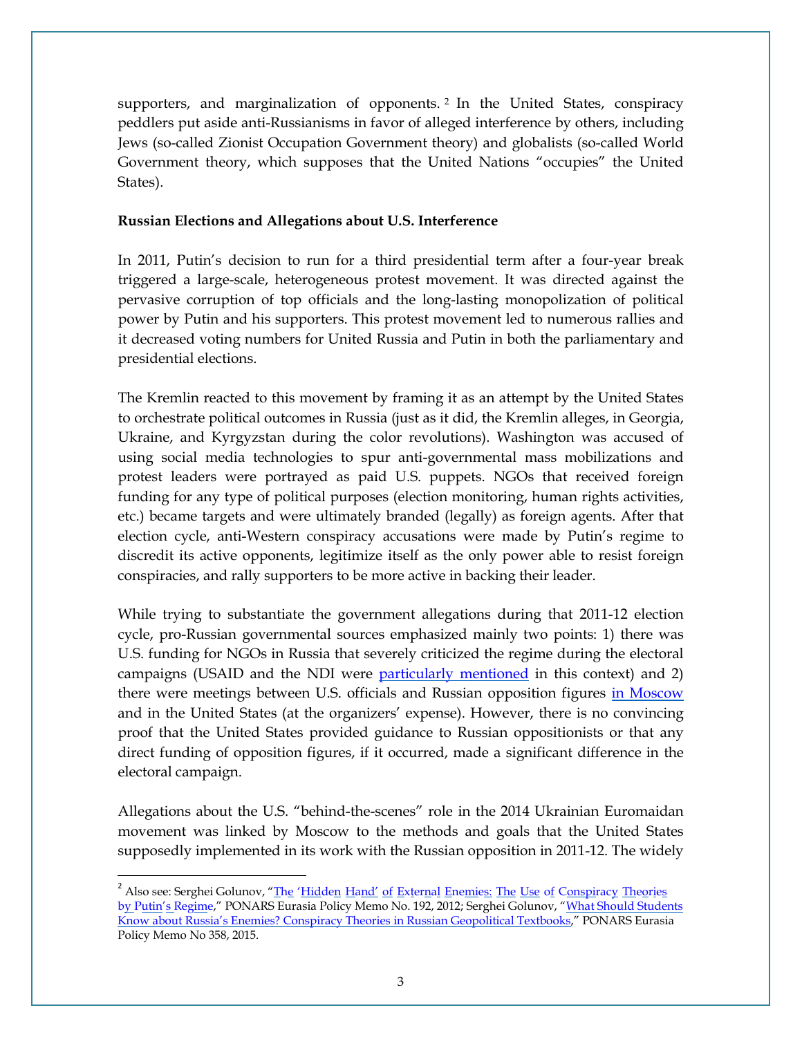supporters, and marginalization of opponents.[2] In the United States, conspiracy peddlers put aside anti-Russianisms in favor of alleged interference by others, including Jews (so-called Zionist Occupation Government theory) and globalists (so-called World Government theory, which supposes that the United Nations "occupies" the United States).

**Russian Elections and Allegations about U.S. Interference**

In 2011, Putin's decision to run for a third presidential term after a four-year break triggered a large-scale, heterogeneous protest movement. It was directed against the pervasive corruption of top officials and the long-lasting monopolization of political power by Putin and his supporters. This protest movement led to numerous rallies and it decreased voting numbers for United Russia and Putin in both the parliamentary and presidential elections.

The Kremlin reacted to this movement by framing it as an attempt by the United States to orchestrate political outcomes in Russia (just as it did, the Kremlin alleges, in Georgia, Ukraine, and Kyrgyzstan during the color revolutions). Washington was accused of using social media technologies to spur anti-governmental mass mobilizations and protest leaders were portrayed as paid U.S. puppets. NGOs that received foreign funding for any type of political purposes (election monitoring, human rights activities, etc.) became targets and were ultimately branded (legally) as foreign agents. After that election cycle, anti-Western conspiracy accusations were made by Putin's regime to discredit its active opponents, legitimize itself as the only power able to resist foreign conspiracies, and rally supporters to be more active in backing their leader.

While trying to substantiate the government allegations during that 2011-12 election cycle, pro-Russian governmental sources emphasized mainly two points: 1) there was U.S. funding for NGOs in Russia that severely criticized the regime during the electoral campaigns (USAID and the NDI were particularly mentioned in this context) and 2) there were meetings between U.S. officials and Russian opposition figures in Moscow and in the United States (at the organizers' expense). However, there is no convincing proof that the United States provided guidance to Russian oppositionists or that any direct funding of opposition figures, if it occurred, made a significant difference in the electoral campaign.

Allegations about the U.S. "behind-the-scenes" role in the 2014 Ukrainian Euromaidan movement was linked by Moscow to the methods and goals that the United States supposedly implemented in its work with the Russian opposition in 2011-12. The widely

---

[2] Also see: Serghei Golunov, "The 'Hidden Hand' of External Enemies: The Use of Conspiracy Theories by Putin's Regime," PONARS Eurasia Policy Memo No. 192, 2012; Serghei Golunov, "What Should Students Know about Russia's Enemies? Conspiracy Theories in Russian Geopolitical Textbooks," PONARS Eurasia Policy Memo No 358, 2015.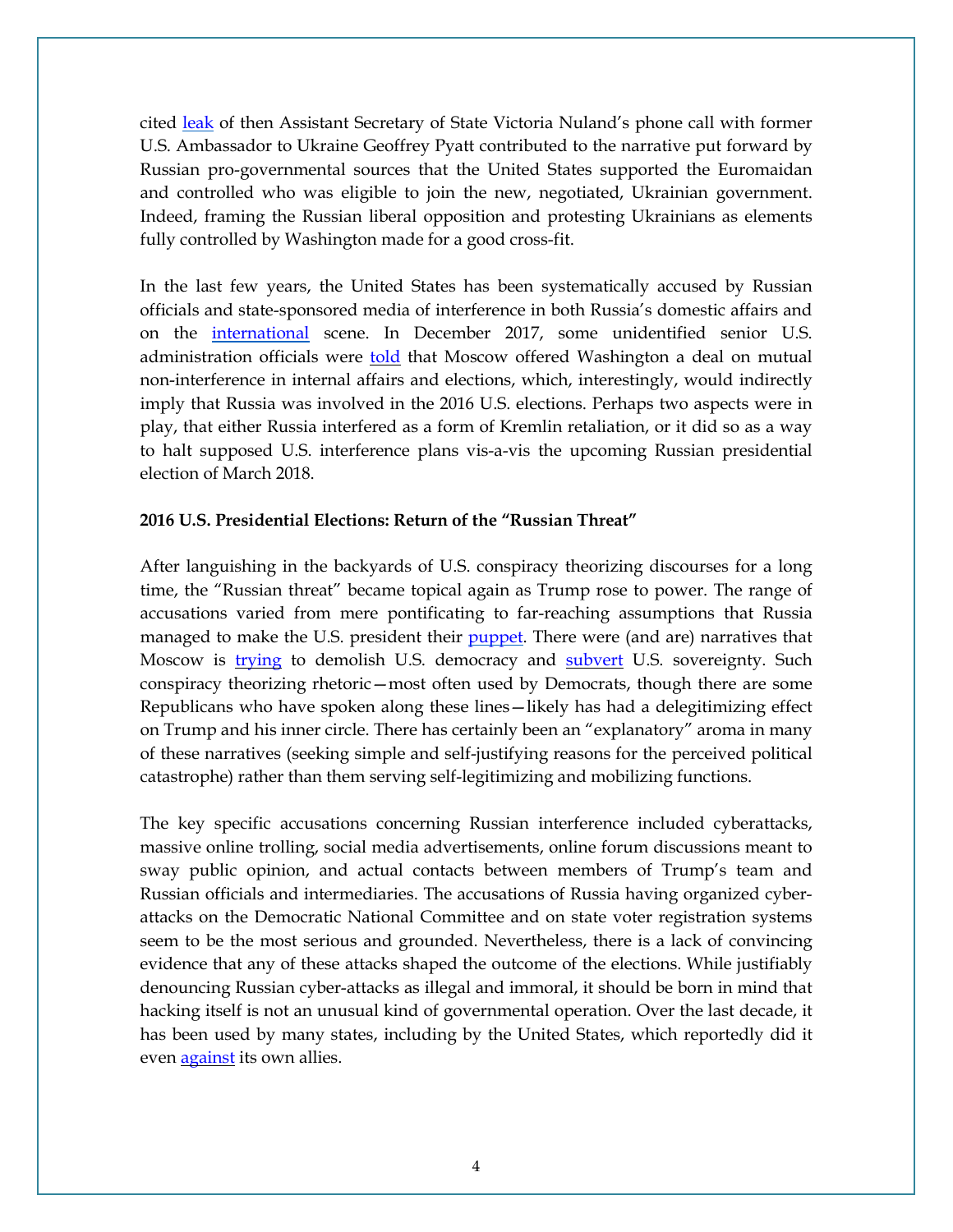cited leak of then Assistant Secretary of State Victoria Nuland's phone call with former U.S. Ambassador to Ukraine Geoffrey Pyatt contributed to the narrative put forward by Russian pro-governmental sources that the United States supported the Euromaidan and controlled who was eligible to join the new, negotiated, Ukrainian government. Indeed, framing the Russian liberal opposition and protesting Ukrainians as elements fully controlled by Washington made for a good cross-fit.

In the last few years, the United States has been systematically accused by Russian officials and state-sponsored media of interference in both Russia's domestic affairs and on the international scene. In December 2017, some unidentified senior U.S. administration officials were told that Moscow offered Washington a deal on mutual non-interference in internal affairs and elections, which, interestingly, would indirectly imply that Russia was involved in the 2016 U.S. elections. Perhaps two aspects were in play, that either Russia interfered as a form of Kremlin retaliation, or it did so as a way to halt supposed U.S. interference plans vis-a-vis the upcoming Russian presidential election of March 2018.

**2016 U.S. Presidential Elections: Return of the "Russian Threat"**

After languishing in the backyards of U.S. conspiracy theorizing discourses for a long time, the "Russian threat" became topical again as Trump rose to power. The range of accusations varied from mere pontificating to far-reaching assumptions that Russia managed to make the U.S. president their puppet. There were (and are) narratives that Moscow is trying to demolish U.S. democracy and subvert U.S. sovereignty. Such conspiracy theorizing rhetoric—most often used by Democrats, though there are some Republicans who have spoken along these lines—likely has had a delegitimizing effect on Trump and his inner circle. There has certainly been an "explanatory" aroma in many of these narratives (seeking simple and self-justifying reasons for the perceived political catastrophe) rather than them serving self-legitimizing and mobilizing functions.

The key specific accusations concerning Russian interference included cyberattacks, massive online trolling, social media advertisements, online forum discussions meant to sway public opinion, and actual contacts between members of Trump's team and Russian officials and intermediaries. The accusations of Russia having organized cyber-attacks on the Democratic National Committee and on state voter registration systems seem to be the most serious and grounded. Nevertheless, there is a lack of convincing evidence that any of these attacks shaped the outcome of the elections. While justifiably denouncing Russian cyber-attacks as illegal and immoral, it should be born in mind that hacking itself is not an unusual kind of governmental operation. Over the last decade, it has been used by many states, including by the United States, which reportedly did it even against its own allies.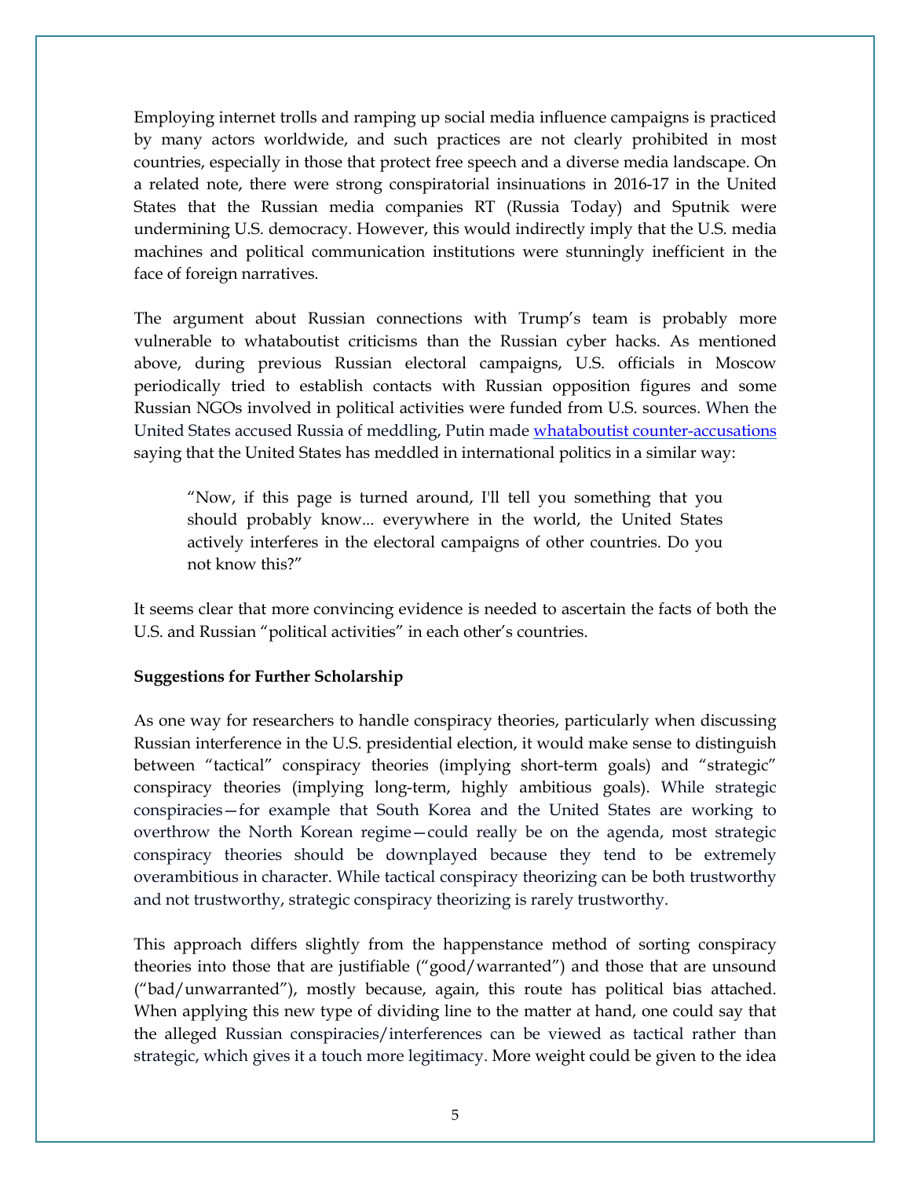Employing internet trolls and ramping up social media influence campaigns is practiced by many actors worldwide, and such practices are not clearly prohibited in most countries, especially in those that protect free speech and a diverse media landscape. On a related note, there were strong conspiratorial insinuations in 2016-17 in the United States that the Russian media companies RT (Russia Today) and Sputnik were undermining U.S. democracy. However, this would indirectly imply that the U.S. media machines and political communication institutions were stunningly inefficient in the face of foreign narratives.

The argument about Russian connections with Trump's team is probably more vulnerable to whataboutist criticisms than the Russian cyber hacks. As mentioned above, during previous Russian electoral campaigns, U.S. officials in Moscow periodically tried to establish contacts with Russian opposition figures and some Russian NGOs involved in political activities were funded from U.S. sources. When the United States accused Russia of meddling, Putin made whataboutist counter-accusations saying that the United States has meddled in international politics in a similar way:

> "Now, if this page is turned around, I'll tell you something that you should probably know... everywhere in the world, the United States actively interferes in the electoral campaigns of other countries. Do you not know this?"

It seems clear that more convincing evidence is needed to ascertain the facts of both the U.S. and Russian "political activities" in each other's countries.

**Suggestions for Further Scholarship**

As one way for researchers to handle conspiracy theories, particularly when discussing Russian interference in the U.S. presidential election, it would make sense to distinguish between "tactical" conspiracy theories (implying short-term goals) and "strategic" conspiracy theories (implying long-term, highly ambitious goals). While strategic conspiracies—for example that South Korea and the United States are working to overthrow the North Korean regime—could really be on the agenda, most strategic conspiracy theories should be downplayed because they tend to be extremely overambitious in character. While tactical conspiracy theorizing can be both trustworthy and not trustworthy, strategic conspiracy theorizing is rarely trustworthy.

This approach differs slightly from the happenstance method of sorting conspiracy theories into those that are justifiable ("good/warranted") and those that are unsound ("bad/unwarranted"), mostly because, again, this route has political bias attached. When applying this new type of dividing line to the matter at hand, one could say that the alleged Russian conspiracies/interferences can be viewed as tactical rather than strategic, which gives it a touch more legitimacy. More weight could be given to the idea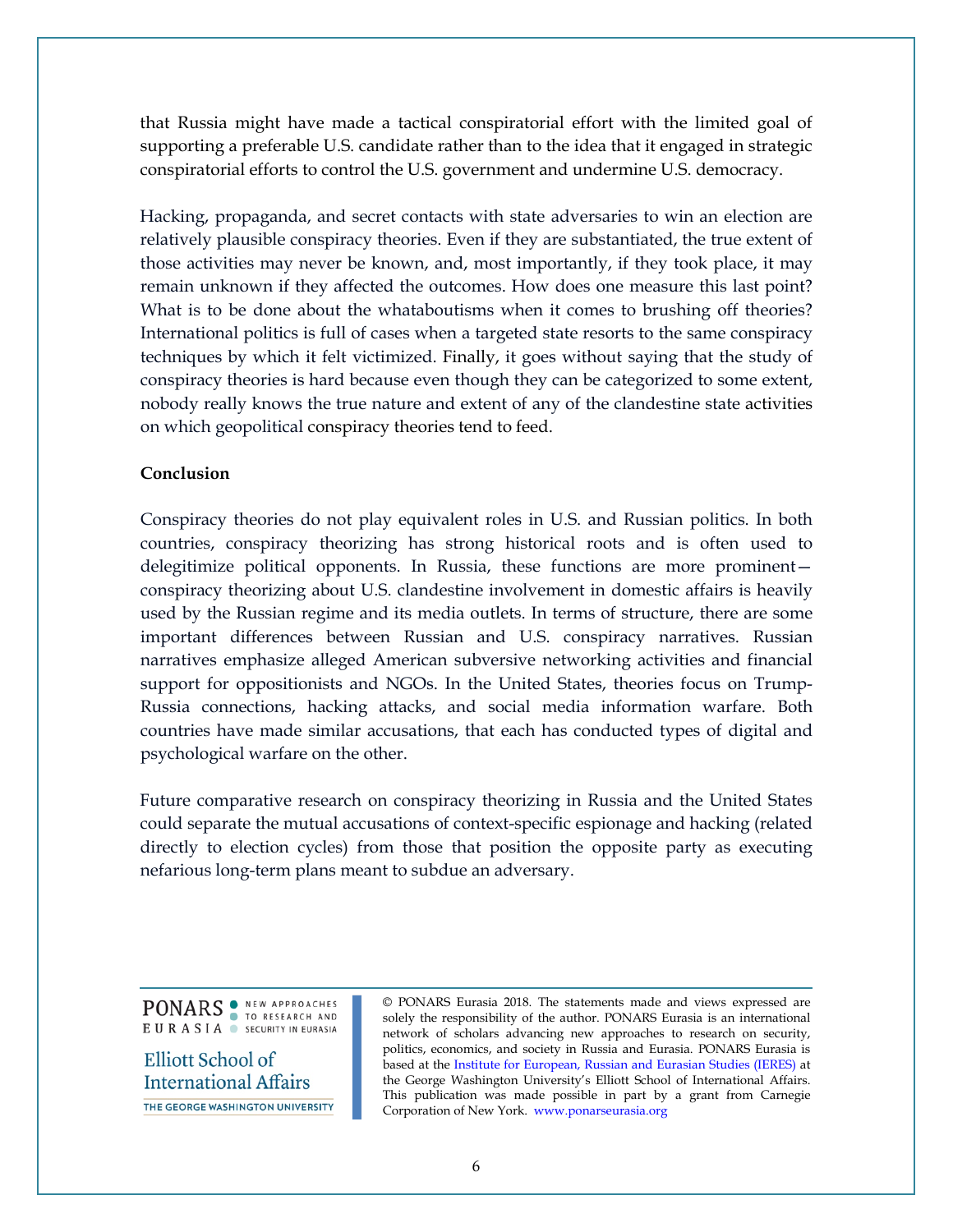that Russia might have made a tactical conspiratorial effort with the limited goal of supporting a preferable U.S. candidate rather than to the idea that it engaged in strategic conspiratorial efforts to control the U.S. government and undermine U.S. democracy.

Hacking, propaganda, and secret contacts with state adversaries to win an election are relatively plausible conspiracy theories. Even if they are substantiated, the true extent of those activities may never be known, and, most importantly, if they took place, it may remain unknown if they affected the outcomes. How does one measure this last point? What is to be done about the whataboutisms when it comes to brushing off theories? International politics is full of cases when a targeted state resorts to the same conspiracy techniques by which it felt victimized. Finally, it goes without saying that the study of conspiracy theories is hard because even though they can be categorized to some extent, nobody really knows the true nature and extent of any of the clandestine state activities on which geopolitical conspiracy theories tend to feed.

**Conclusion**

Conspiracy theories do not play equivalent roles in U.S. and Russian politics. In both countries, conspiracy theorizing has strong historical roots and is often used to delegitimize political opponents. In Russia, these functions are more prominent—conspiracy theorizing about U.S. clandestine involvement in domestic affairs is heavily used by the Russian regime and its media outlets. In terms of structure, there are some important differences between Russian and U.S. conspiracy narratives. Russian narratives emphasize alleged American subversive networking activities and financial support for oppositionists and NGOs. In the United States, theories focus on Trump-Russia connections, hacking attacks, and social media information warfare. Both countries have made similar accusations, that each has conducted types of digital and psychological warfare on the other.

Future comparative research on conspiracy theorizing in Russia and the United States could separate the mutual accusations of context-specific espionage and hacking (related directly to election cycles) from those that position the opposite party as executing nefarious long-term plans meant to subdue an adversary.

PONARS EURASIA — NEW APPROACHES TO RESEARCH AND SECURITY IN EURASIA

Elliott School of International Affairs — THE GEORGE WASHINGTON UNIVERSITY

© PONARS Eurasia 2018. The statements made and views expressed are solely the responsibility of the author. PONARS Eurasia is an international network of scholars advancing new approaches to research on security, politics, economics, and society in Russia and Eurasia. PONARS Eurasia is based at the Institute for European, Russian and Eurasian Studies (IERES) at the George Washington University's Elliott School of International Affairs. This publication was made possible in part by a grant from Carnegie Corporation of New York. www.ponarseurasia.org